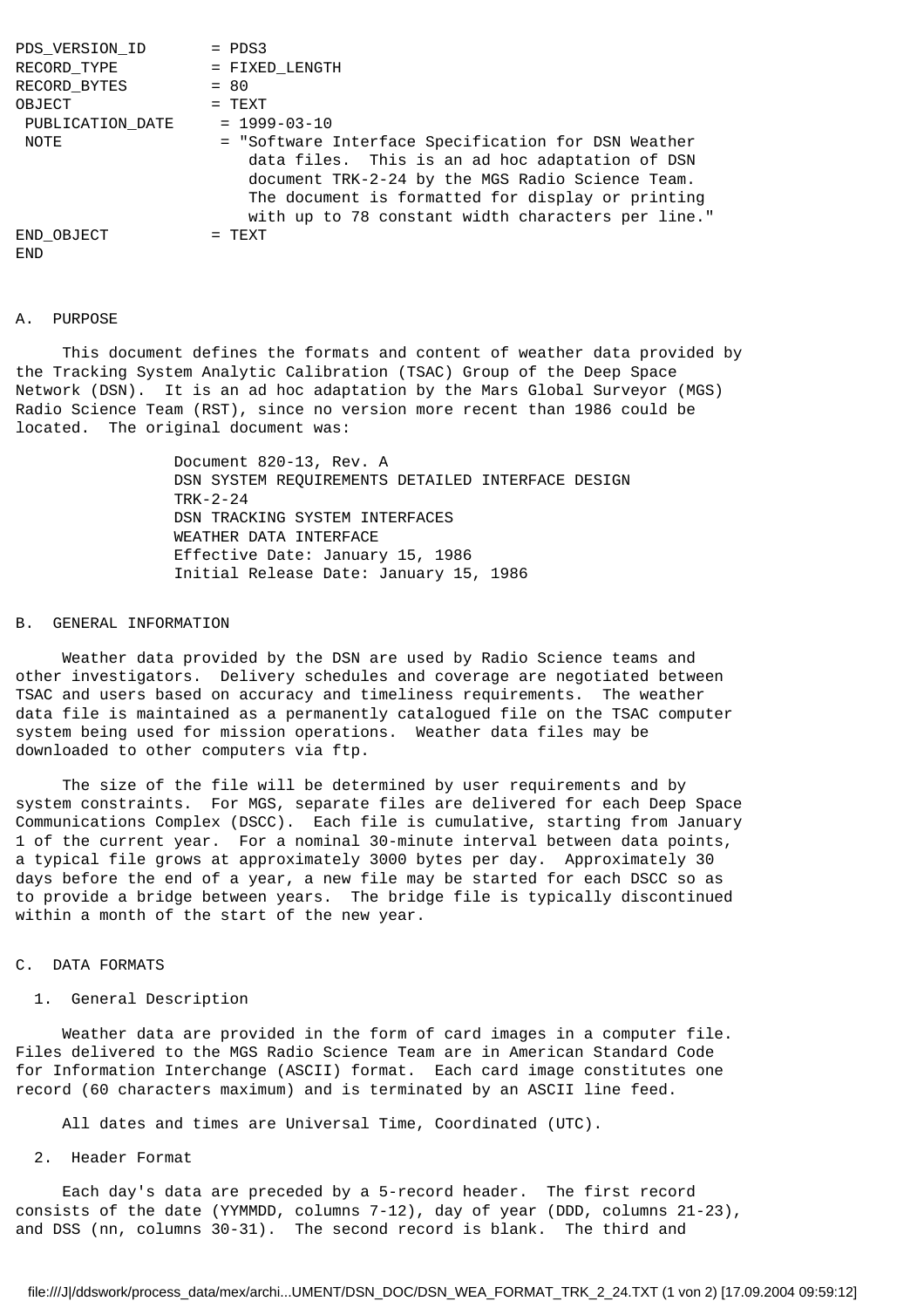```
PDS_VERSION_ID       = PDS3
RECORD_TYPE          = FIXED_LENGTH
RECORD_BYTES         = 80
OBJECT               = TEXT
 PUBLICATION_DATE     = 1999-03-10
 NOTE                 = "Software Interface Specification for DSN Weather
                         data files.  This is an ad hoc adaptation of DSN
                         document TRK-2-24 by the MGS Radio Science Team.
                         The document is formatted for display or printing
                         with up to 78 constant width characters per line."
END_OBJECT           = TEXT
END
```

## A. PURPOSE

This document defines the formats and content of weather data provided by the Tracking System Analytic Calibration (TSAC) Group of the Deep Space Network (DSN). It is an ad hoc adaptation by the Mars Global Surveyor (MGS) Radio Science Team (RST), since no version more recent than 1986 could be located. The original document was:

> Document 820-13, Rev. A
> DSN SYSTEM REQUIREMENTS DETAILED INTERFACE DESIGN
> TRK-2-24
> DSN TRACKING SYSTEM INTERFACES
> WEATHER DATA INTERFACE
> Effective Date: January 15, 1986
> Initial Release Date: January 15, 1986

## B. GENERAL INFORMATION

Weather data provided by the DSN are used by Radio Science teams and other investigators. Delivery schedules and coverage are negotiated between TSAC and users based on accuracy and timeliness requirements. The weather data file is maintained as a permanently catalogued file on the TSAC computer system being used for mission operations. Weather data files may be downloaded to other computers via ftp.

The size of the file will be determined by user requirements and by system constraints. For MGS, separate files are delivered for each Deep Space Communications Complex (DSCC). Each file is cumulative, starting from January 1 of the current year. For a nominal 30-minute interval between data points, a typical file grows at approximately 3000 bytes per day. Approximately 30 days before the end of a year, a new file may be started for each DSCC so as to provide a bridge between years. The bridge file is typically discontinued within a month of the start of the new year.

## C. DATA FORMATS

### 1. General Description

Weather data are provided in the form of card images in a computer file. Files delivered to the MGS Radio Science Team are in American Standard Code for Information Interchange (ASCII) format. Each card image constitutes one record (60 characters maximum) and is terminated by an ASCII line feed.

All dates and times are Universal Time, Coordinated (UTC).

### 2. Header Format

Each day's data are preceded by a 5-record header. The first record consists of the date (YYMMDD, columns 7-12), day of year (DDD, columns 21-23), and DSS (nn, columns 30-31). The second record is blank. The third and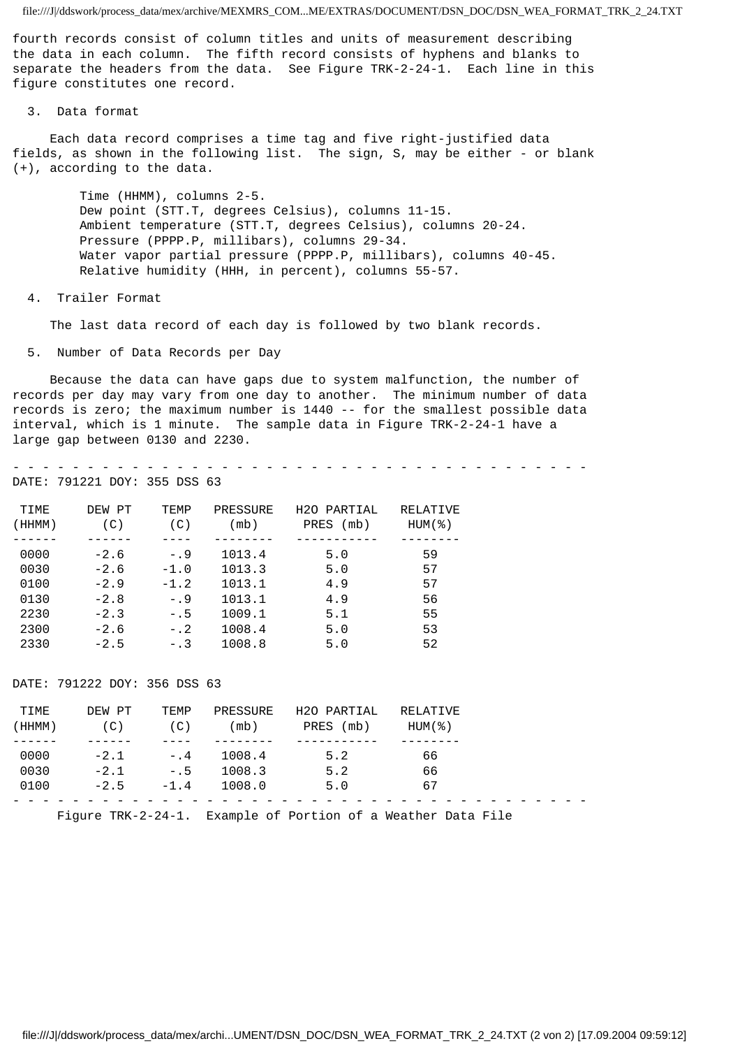fourth records consist of column titles and units of measurement describing the data in each column. The fifth record consists of hyphens and blanks to separate the headers from the data. See Figure TRK-2-24-1. Each line in this figure constitutes one record.

3. Data format

Each data record comprises a time tag and five right-justified data fields, as shown in the following list. The sign, S, may be either - or blank (+), according to the data.

- Time (HHMM), columns 2-5.
- Dew point (STT.T, degrees Celsius), columns 11-15.
- Ambient temperature (STT.T, degrees Celsius), columns 20-24.
- Pressure (PPPP.P, millibars), columns 29-34.
- Water vapor partial pressure (PPPP.P, millibars), columns 40-45.
- Relative humidity (HHH, in percent), columns 55-57.

4. Trailer Format

The last data record of each day is followed by two blank records.

5. Number of Data Records per Day

Because the data can have gaps due to system malfunction, the number of records per day may vary from one day to another. The minimum number of data records is zero; the maximum number is 1440 -- for the smallest possible data interval, which is 1 minute. The sample data in Figure TRK-2-24-1 have a large gap between 0130 and 2230.

```
- - - - - - - - - - - - - - - - - - - - - - - - - - - - - - - - - - - - - - - -
DATE: 791221 DOY: 355 DSS 63

 TIME     DEW PT    TEMP   PRESSURE   H2O PARTIAL   RELATIVE
(HHMM)     (C)      (C)      (mb)      PRES (mb)     HUM(%)
------    ------    ----   --------   -----------   --------
 0000      -2.6      -.9    1013.4        5.0          59
 0030      -2.6     -1.0    1013.3        5.0          57
 0100      -2.9     -1.2    1013.1        4.9          57
 0130      -2.8      -.9    1013.1        4.9          56
 2230      -2.3      -.5    1009.1        5.1          55
 2300      -2.6      -.2    1008.4        5.0          53
 2330      -2.5      -.3    1008.8        5.0          52


DATE: 791222 DOY: 356 DSS 63

 TIME     DEW PT    TEMP   PRESSURE   H2O PARTIAL   RELATIVE
(HHMM)     (C)      (C)      (mb)      PRES (mb)     HUM(%)
------    ------    ----   --------   -----------   --------
 0000      -2.1      -.4    1008.4        5.2          66
 0030      -2.1      -.5    1008.3        5.2          66
 0100      -2.5     -1.4    1008.0        5.0          67
- - - - - - - - - - - - - - - - - - - - - - - - - - - - - - - - - - - - - - - -
```

Figure TRK-2-24-1. Example of Portion of a Weather Data File